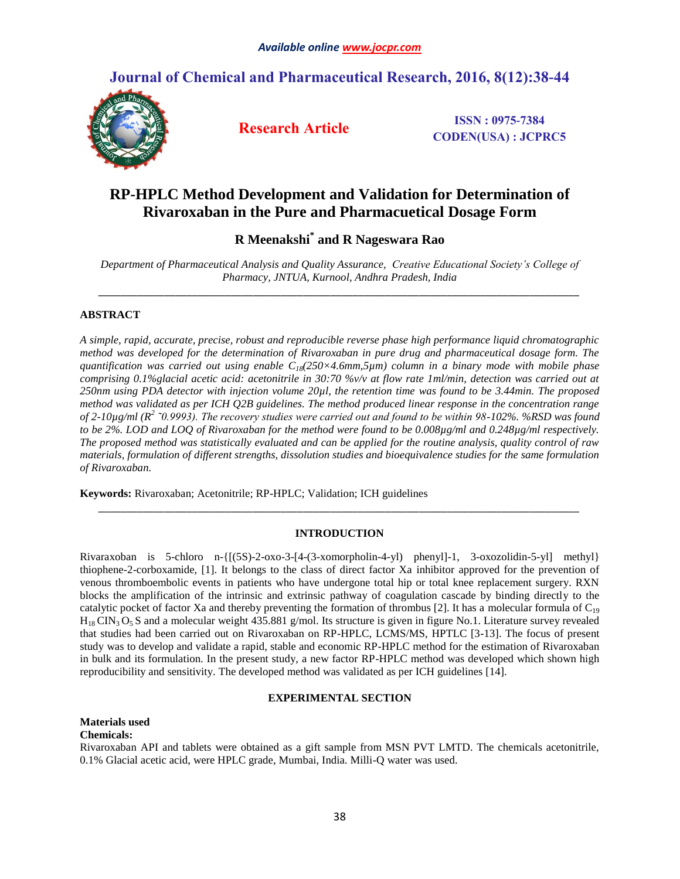*Available online www.jocpr.com*

# Journal of Chemical and Pharmaceutical Research, 2016, 8(12):38-44

**Research Article**

**ISSN : 0975-7384**
**CODEN(USA) : JCPRC5**

# RP-HPLC Method Development and Validation for Determination of Rivaroxaban in the Pure and Pharmacuetical Dosage Form

## R Meenakshi* and R Nageswara Rao

*Department of Pharmaceutical Analysis and Quality Assurance, Creative Educational Society's College of Pharmacy, JNTUA, Kurnool, Andhra Pradesh, India*

---

## ABSTRACT

*A simple, rapid, accurate, precise, robust and reproducible reverse phase high performance liquid chromatographic method was developed for the determination of Rivaroxaban in pure drug and pharmaceutical dosage form. The quantification was carried out using enable $C_{18}$(250×4.6mm,5µm) column in a binary mode with mobile phase comprising 0.1%glacial acetic acid: acetonitrile in 30:70 %v/v at flow rate 1ml/min, detection was carried out at 250nm using PDA detector with injection volume 20µl, the retention time was found to be 3.44min. The proposed method was validated as per ICH Q2B guidelines. The method produced linear response in the concentration range of 2-10µg/ml ($R^2$ ˜0.9993). The recovery studies were carried out and found to be within 98-102%. %RSD was found to be 2%. LOD and LOQ of Rivaroxaban for the method were found to be 0.008µg/ml and 0.248µg/ml respectively. The proposed method was statistically evaluated and can be applied for the routine analysis, quality control of raw materials, formulation of different strengths, dissolution studies and bioequivalence studies for the same formulation of Rivaroxaban.*

**Keywords:** Rivaroxaban; Acetonitrile; RP-HPLC; Validation; ICH guidelines

---

## INTRODUCTION

Rivaraxoban is 5-chloro n-{[(5S)-2-oxo-3-[4-(3-xomorpholin-4-yl) phenyl]-1, 3-oxozolidin-5-yl] methyl} thiophene-2-corboxamide, [1]. It belongs to the class of direct factor Xa inhibitor approved for the prevention of venous thromboembolic events in patients who have undergone total hip or total knee replacement surgery. RXN blocks the amplification of the intrinsic and extrinsic pathway of coagulation cascade by binding directly to the catalytic pocket of factor Xa and thereby preventing the formation of thrombus [2]. It has a molecular formula of $C_{19}H_{18}ClN_3O_5S$ and a molecular weight 435.881 g/mol. Its structure is given in figure No.1. Literature survey revealed that studies had been carried out on Rivaroxaban on RP-HPLC, LCMS/MS, HPTLC [3-13]. The focus of present study was to develop and validate a rapid, stable and economic RP-HPLC method for the estimation of Rivaroxaban in bulk and its formulation. In the present study, a new factor RP-HPLC method was developed which shown high reproducibility and sensitivity. The developed method was validated as per ICH guidelines [14].

## EXPERIMENTAL SECTION

### Materials used

**Chemicals:**

Rivaroxaban API and tablets were obtained as a gift sample from MSN PVT LMTD. The chemicals acetonitrile, 0.1% Glacial acetic acid, were HPLC grade, Mumbai, India. Milli-Q water was used.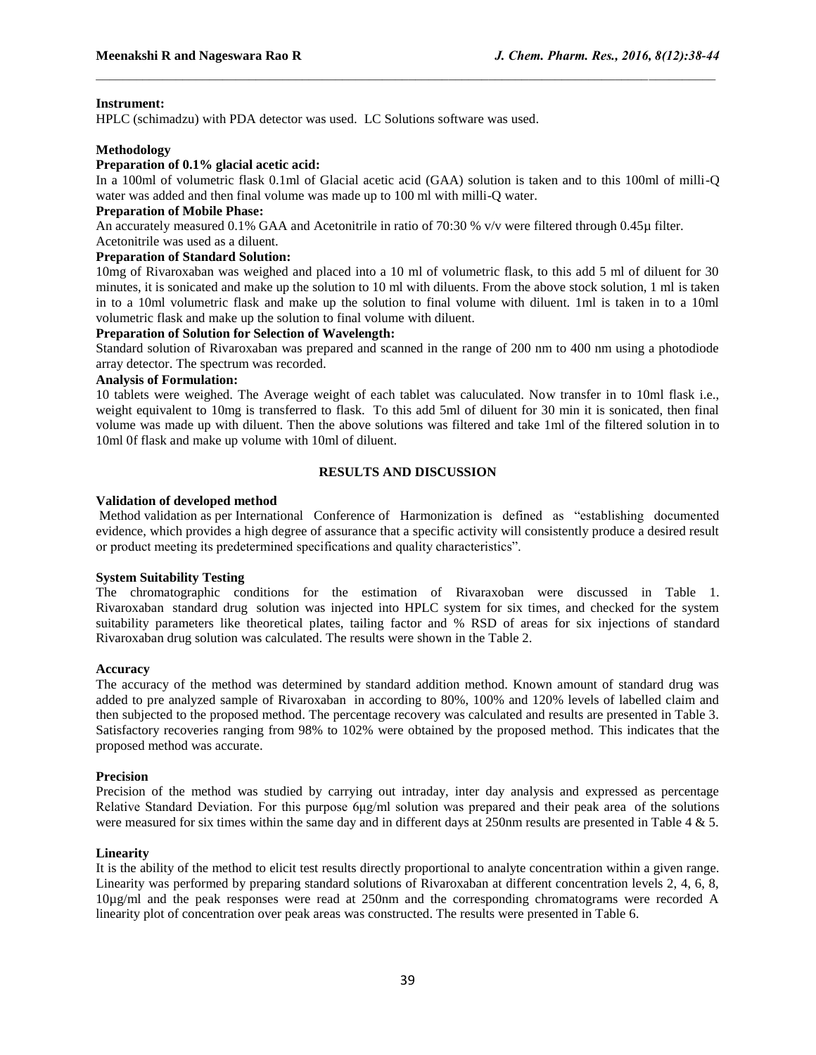**Instrument:**

HPLC (schimadzu) with PDA detector was used. LC Solutions software was used.

**Methodology**

**Preparation of 0.1% glacial acetic acid:**

In a 100ml of volumetric flask 0.1ml of Glacial acetic acid (GAA) solution is taken and to this 100ml of milli-Q water was added and then final volume was made up to 100 ml with milli-Q water.

**Preparation of Mobile Phase:**

An accurately measured 0.1% GAA and Acetonitrile in ratio of 70:30 % v/v were filtered through 0.45μ filter. Acetonitrile was used as a diluent.

**Preparation of Standard Solution:**

10mg of Rivaroxaban was weighed and placed into a 10 ml of volumetric flask, to this add 5 ml of diluent for 30 minutes, it is sonicated and make up the solution to 10 ml with diluents. From the above stock solution, 1 ml is taken in to a 10ml volumetric flask and make up the solution to final volume with diluent. 1ml is taken in to a 10ml volumetric flask and make up the solution to final volume with diluent.

**Preparation of Solution for Selection of Wavelength:**

Standard solution of Rivaroxaban was prepared and scanned in the range of 200 nm to 400 nm using a photodiode array detector. The spectrum was recorded.

**Analysis of Formulation:**

10 tablets were weighed. The Average weight of each tablet was caluculated. Now transfer in to 10ml flask i.e., weight equivalent to 10mg is transferred to flask. To this add 5ml of diluent for 30 min it is sonicated, then final volume was made up with diluent. Then the above solutions was filtered and take 1ml of the filtered solution in to 10ml 0f flask and make up volume with 10ml of diluent.

## RESULTS AND DISCUSSION

**Validation of developed method**

Method validation as per International Conference of Harmonization is defined as "establishing documented evidence, which provides a high degree of assurance that a specific activity will consistently produce a desired result or product meeting its predetermined specifications and quality characteristics".

**System Suitability Testing**

The chromatographic conditions for the estimation of Rivaraxoban were discussed in Table 1. Rivaroxaban standard drug solution was injected into HPLC system for six times, and checked for the system suitability parameters like theoretical plates, tailing factor and % RSD of areas for six injections of standard Rivaroxaban drug solution was calculated. The results were shown in the Table 2.

**Accuracy**

The accuracy of the method was determined by standard addition method. Known amount of standard drug was added to pre analyzed sample of Rivaroxaban in according to 80%, 100% and 120% levels of labelled claim and then subjected to the proposed method. The percentage recovery was calculated and results are presented in Table 3. Satisfactory recoveries ranging from 98% to 102% were obtained by the proposed method. This indicates that the proposed method was accurate.

**Precision**

Precision of the method was studied by carrying out intraday, inter day analysis and expressed as percentage Relative Standard Deviation. For this purpose 6μg/ml solution was prepared and their peak area of the solutions were measured for six times within the same day and in different days at 250nm results are presented in Table 4 & 5.

**Linearity**

It is the ability of the method to elicit test results directly proportional to analyte concentration within a given range. Linearity was performed by preparing standard solutions of Rivaroxaban at different concentration levels 2, 4, 6, 8, 10μg/ml and the peak responses were read at 250nm and the corresponding chromatograms were recorded A linearity plot of concentration over peak areas was constructed. The results were presented in Table 6.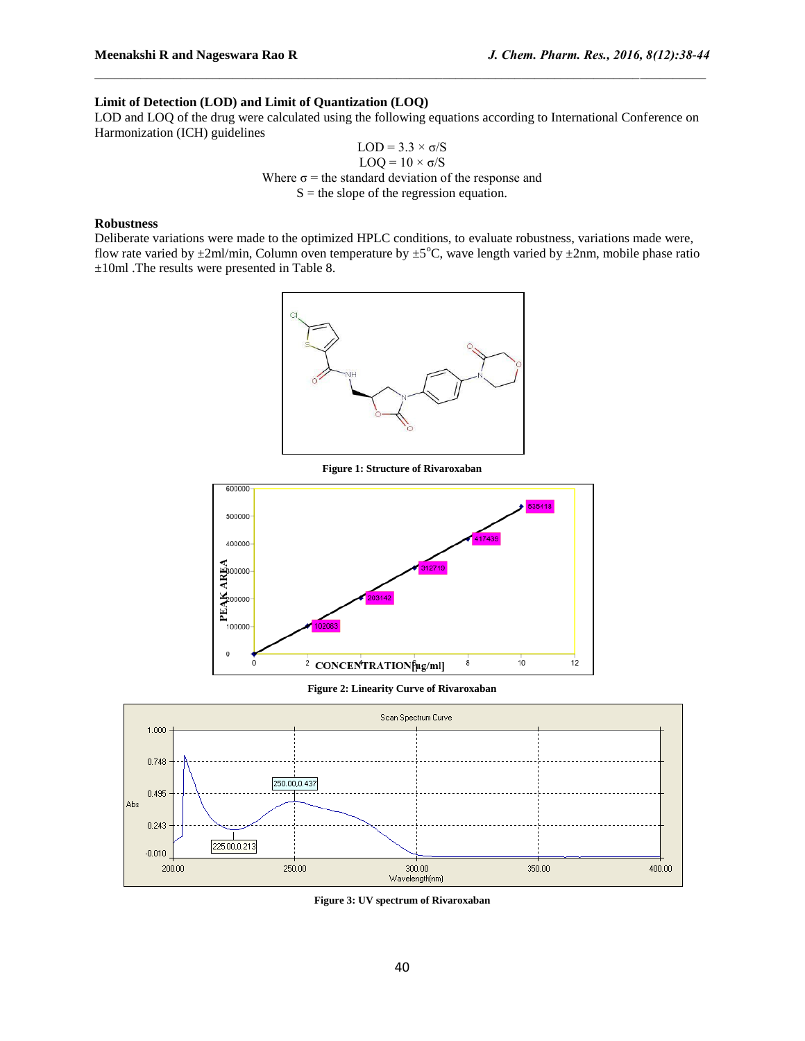### Limit of Detection (LOD) and Limit of Quantization (LOQ)

LOD and LOQ of the drug were calculated using the following equations according to International Conference on Harmonization (ICH) guidelines

$$LOD = 3.3 \times \sigma/S$$

$$LOQ = 10 \times \sigma/S$$

Where $\sigma$ = the standard deviation of the response and
S = the slope of the regression equation.

### Robustness

Deliberate variations were made to the optimized HPLC conditions, to evaluate robustness, variations made were, flow rate varied by ±2ml/min, Column oven temperature by ±5°C, wave length varied by ±2nm, mobile phase ratio ±10ml .The results were presented in Table 8.

**Figure 1: Structure of Rivaroxaban**

**Figure 2: Linearity Curve of Rivaroxaban**

**Figure 3: UV spectrum of Rivaroxaban**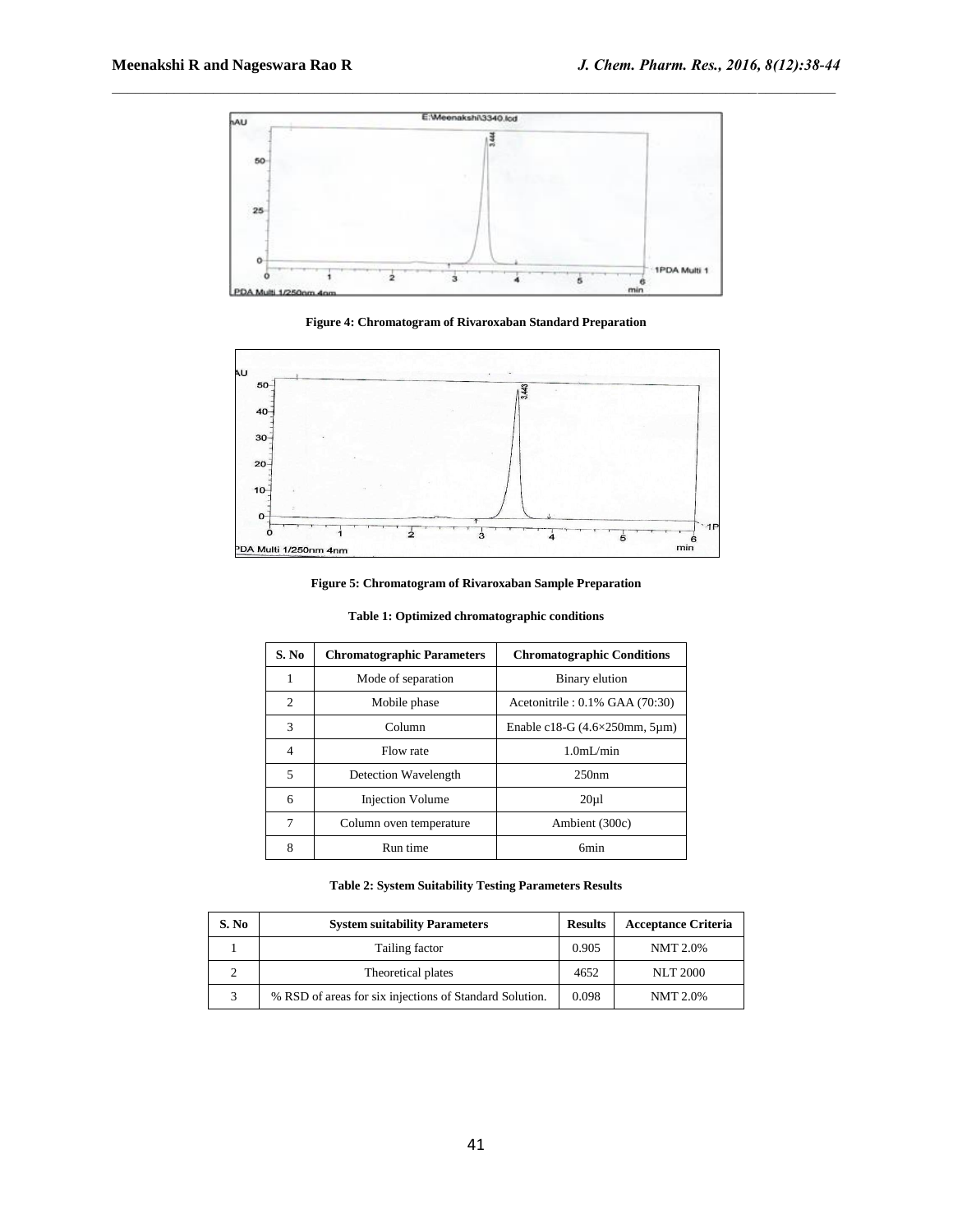Figure 4: Chromatogram of Rivaroxaban Standard Preparation

Figure 5: Chromatogram of Rivaroxaban Sample Preparation

**Table 1: Optimized chromatographic conditions**

| S. No | Chromatographic Parameters | Chromatographic Conditions |
|---|---|---|
| 1 | Mode of separation | Binary elution |
| 2 | Mobile phase | Acetonitrile : 0.1% GAA (70:30) |
| 3 | Column | Enable c18-G (4.6×250mm, 5µm) |
| 4 | Flow rate | 1.0mL/min |
| 5 | Detection Wavelength | 250nm |
| 6 | Injection Volume | 20µl |
| 7 | Column oven temperature | Ambient (300c) |
| 8 | Run time | 6min |

**Table 2: System Suitability Testing Parameters Results**

| S. No | System suitability Parameters | Results | Acceptance Criteria |
|---|---|---|---|
| 1 | Tailing factor | 0.905 | NMT 2.0% |
| 2 | Theoretical plates | 4652 | NLT 2000 |
| 3 | % RSD of areas for six injections of Standard Solution. | 0.098 | NMT 2.0% |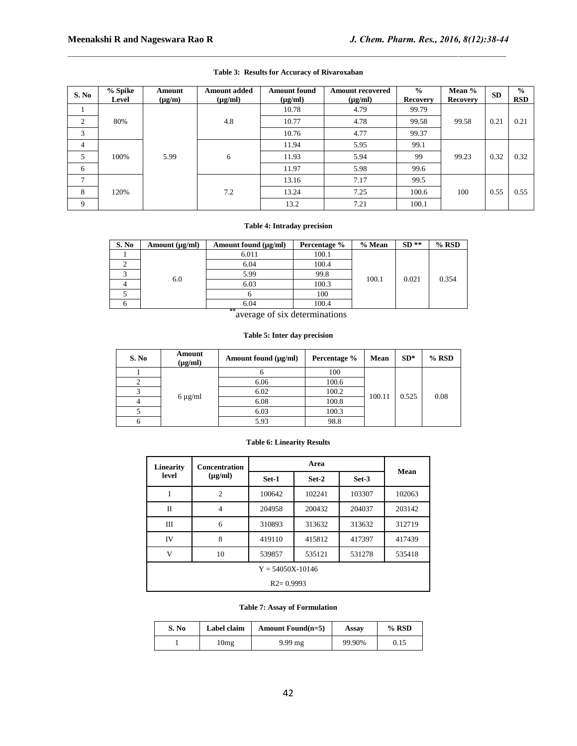**Table 3: Results for Accuracy of Rivaroxaban**

| S. No | % Spike Level | Amount (µg/m) | Amount added (µg/ml) | Amount found (µg/ml) | Amount recovered (µg/ml) | % Recovery | Mean % Recovery | SD | % RSD |
|---|---|---|---|---|---|---|---|---|---|
| 1 | 80% | 5.99 | 4.8 | 10.78 | 4.79 | 99.79 | 99.58 | 0.21 | 0.21 |
| 2 | | | | 10.77 | 4.78 | 99.58 | | | |
| 3 | | | | 10.76 | 4.77 | 99.37 | | | |
| 4 | 100% | | 6 | 11.94 | 5.95 | 99.1 | 99.23 | 0.32 | 0.32 |
| 5 | | | | 11.93 | 5.94 | 99 | | | |
| 6 | | | | 11.97 | 5.98 | 99.6 | | | |
| 7 | 120% | | 7.2 | 13.16 | 7.17 | 99.5 | 100 | 0.55 | 0.55 |
| 8 | | | | 13.24 | 7.25 | 100.6 | | | |
| 9 | | | | 13.2 | 7.21 | 100.1 | | | |

**Table 4: Intraday precision**

| S. No | Amount (µg/ml) | Amount found (µg/ml) | Percentage % | % Mean | SD ** | % RSD |
|---|---|---|---|---|---|---|
| 1 | 6.0 | 6.011 | 100.1 | 100.1 | 0.021 | 0.354 |
| 2 | | 6.04 | 100.4 | | | |
| 3 | | 5.99 | 99.8 | | | |
| 4 | | 6.03 | 100.3 | | | |
| 5 | | 6 | 100 | | | |
| 6 | | 6.04 | 100.4 | | | |

**average of six determinations

**Table 5: Inter day precision**

| S. No | Amount (µg/ml) | Amount found (µg/ml) | Percentage % | Mean | SD* | % RSD |
|---|---|---|---|---|---|---|
| 1 | 6 µg/ml | 6 | 100 | 100.11 | 0.525 | 0.08 |
| 2 | | 6.06 | 100.6 | | | |
| 3 | | 6.02 | 100.2 | | | |
| 4 | | 6.08 | 100.8 | | | |
| 5 | | 6.03 | 100.3 | | | |
| 6 | | 5.93 | 98.8 | | | |

**Table 6: Linearity Results**

| Linearity level | Concentration (µg/ml) | Area | | | Mean |
|---|---|---|---|---|---|
| | | Set-1 | Set-2 | Set-3 | |
| I | 2 | 100642 | 102241 | 103307 | 102063 |
| II | 4 | 204958 | 200432 | 204037 | 203142 |
| III | 6 | 310893 | 313632 | 313632 | 312719 |
| IV | 8 | 419110 | 415812 | 417397 | 417439 |
| V | 10 | 539857 | 535121 | 531278 | 535418 |
| Y = 54050X-10146 | | | | | |
| R2= 0.9993 | | | | | |

**Table 7: Assay of Formulation**

| S. No | Label claim | Amount Found(n=5) | Assay | % RSD |
|---|---|---|---|---|
| 1 | 10mg | 9.99 mg | 99.90% | 0.15 |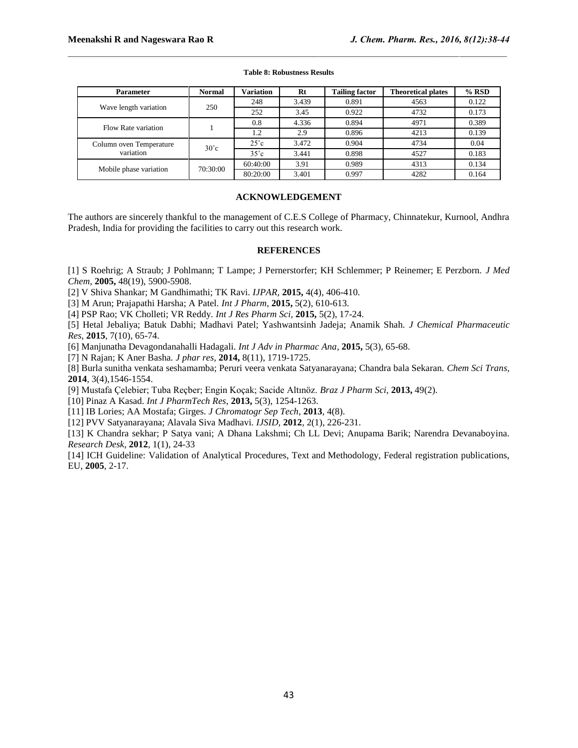**Table 8: Robustness Results**

| Parameter | Normal | Variation | Rt | Tailing factor | Theoretical plates | % RSD |
|---|---|---|---|---|---|---|
| Wave length variation | 250 | 248 | 3.439 | 0.891 | 4563 | 0.122 |
| | | 252 | 3.45 | 0.922 | 4732 | 0.173 |
| Flow Rate variation | 1 | 0.8 | 4.336 | 0.894 | 4971 | 0.389 |
| | | 1.2 | 2.9 | 0.896 | 4213 | 0.139 |
| Column oven Temperature variation | 30˚c | 25˚c | 3.472 | 0.904 | 4734 | 0.04 |
| | | 35˚c | 3.441 | 0.898 | 4527 | 0.183 |
| Mobile phase variation | 70:30:00 | 60:40:00 | 3.91 | 0.989 | 4313 | 0.134 |
| | | 80:20:00 | 3.401 | 0.997 | 4282 | 0.164 |

## ACKNOWLEDGEMENT

The authors are sincerely thankful to the management of C.E.S College of Pharmacy, Chinnatekur, Kurnool, Andhra Pradesh, India for providing the facilities to carry out this research work.

## REFERENCES

[1] S Roehrig; A Straub; J Pohlmann; T Lampe; J Pernerstorfer; KH Schlemmer; P Reinemer; E Perzborn. *J Med Chem*, **2005,** 48(19), 5900-5908.

[2] V Shiva Shankar; M Gandhimathi; TK Ravi. *IJPAR,* **2015,** 4(4), 406-410.

[3] M Arun; Prajapathi Harsha; A Patel. *Int J Pharm*, **2015,** 5(2), 610-613.

[4] PSP Rao; VK Cholleti; VR Reddy. *Int J Res Pharm Sci,* **2015,** 5(2), 17-24.

[5] Hetal Jebaliya; Batuk Dabhi; Madhavi Patel; Yashwantsinh Jadeja; Anamik Shah. *J Chemical Pharmaceutic Res,* **2015**, 7(10), 65-74.

[6] Manjunatha Devagondanahalli Hadagali. *Int J Adv in Pharmac Ana*, **2015,** 5(3), 65-68.

[7] N Rajan; K Aner Basha. *J phar res,* **2014,** 8(11), 1719-1725.

[8] Burla sunitha venkata seshamamba; Peruri veera venkata Satyanarayana; Chandra bala Sekaran. *Chem Sci Trans*, **2014**, 3(4),1546-1554.

[9] Mustafa Çelebier; Tuba Reçber; Engin Koçak; Sacide Altınöz. *Braz J Pharm Sci,* **2013,** 49(2).

[10] Pinaz A Kasad. *Int J PharmTech Res*, **2013,** 5(3), 1254-1263.

[11] IB Lories; AA Mostafa; Girges. *J Chromatogr Sep Tech*, **2013**, 4(8).

[12] PVV Satyanarayana; Alavala Siva Madhavi. *IJSID,* **2012**, 2(1), 226-231.

[13] K Chandra sekhar; P Satya vani; A Dhana Lakshmi; Ch LL Devi; Anupama Barik; Narendra Devanaboyina. *Research Desk*, **2012**, 1(1), 24-33

[14] ICH Guideline: Validation of Analytical Procedures, Text and Methodology, Federal registration publications, EU, **2005**, 2-17.